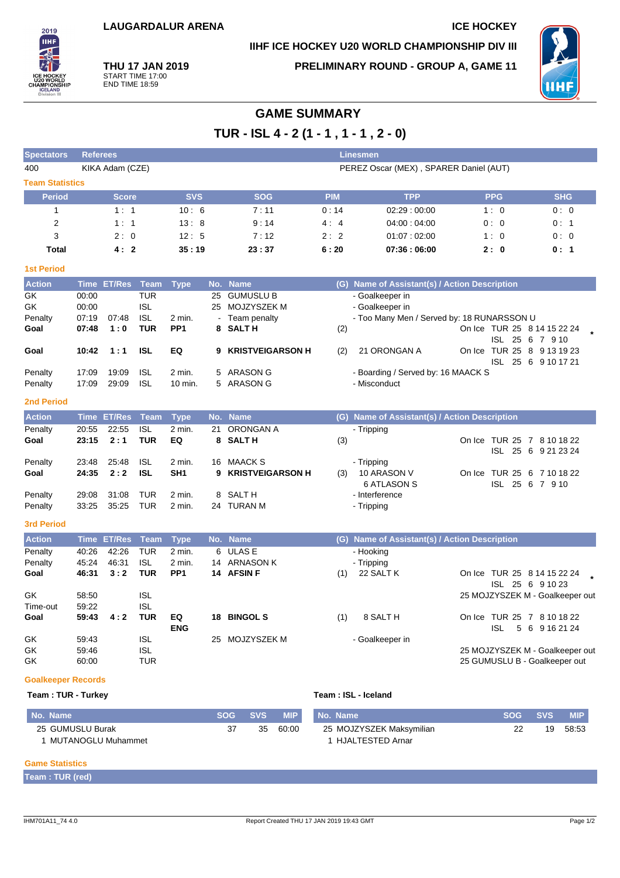LAUGARDALUR ARENA

ICE HOCKEY

IIHF ICE HOCKEY U20 WORLD CHAMPIONSHIP DIV III

**THU 17 JAN 2019**
START TIME 17:00
END TIME 18:59

PRELIMINARY ROUND - GROUP A, GAME 11

# GAME SUMMARY

## TUR - ISL 4 - 2 (1 - 1 , 1 - 1 , 2 - 0)

| Spectators | Referees | Linesmen |
|---|---|---|
| 400 | KIKA Adam (CZE) | PEREZ Oscar (MEX) , SPARER Daniel (AUT) |

### Team Statistics

| Period | Score | SVS | SOG | PIM | TPP | PPG | SHG |
|---|---|---|---|---|---|---|---|
| 1 | 1 : 1 | 10 : 6 | 7 : 11 | 0 : 14 | 02:29 : 00:00 | 1 : 0 | 0 : 0 |
| 2 | 1 : 1 | 13 : 8 | 9 : 14 | 4 : 4 | 04:00 : 04:00 | 0 : 0 | 0 : 1 |
| 3 | 2 : 0 | 12 : 5 | 7 : 12 | 2 : 2 | 01:07 : 02:00 | 1 : 0 | 0 : 0 |
| **Total** | **4 : 2** | **35 : 19** | **23 : 37** | **6 : 20** | **07:36 : 06:00** | **2 : 0** | **0 : 1** |

### 1st Period

| Action | Time | ET/Res | Team | Type | No. | Name | (G) | Name of Assistant(s) / Action Description | On Ice |
|---|---|---|---|---|---|---|---|---|---|
| GK | 00:00 | | TUR | | 25 | GUMUSLU B | | - Goalkeeper in | |
| GK | 00:00 | | ISL | | 25 | MOJZYSZEK M | | - Goalkeeper in | |
| Penalty | 07:19 | 07:48 | ISL | 2 min. | - | Team penalty | | - Too Many Men / Served by: 18 RUNARSSON U | |
| **Goal** | **07:48** | **1 : 0** | **TUR** | **PP1** | **8** | **SALT H** | (2) | | TUR 25 8 14 15 22 24 / ISL 25 6 7 9 10 * |
| **Goal** | **10:42** | **1 : 1** | **ISL** | **EQ** | **9** | **KRISTVEIGARSON H** | (2) | 21 ORONGAN A | TUR 25 8 9 13 19 23 / ISL 25 6 9 10 17 21 |
| Penalty | 17:09 | 19:09 | ISL | 2 min. | 5 | ARASON G | | - Boarding / Served by: 16 MAACK S | |
| Penalty | 17:09 | 29:09 | ISL | 10 min. | 5 | ARASON G | | - Misconduct | |

### 2nd Period

| Action | Time | ET/Res | Team | Type | No. | Name | (G) | Name of Assistant(s) / Action Description | On Ice |
|---|---|---|---|---|---|---|---|---|---|
| Penalty | 20:55 | 22:55 | ISL | 2 min. | 21 | ORONGAN A | | - Tripping | |
| **Goal** | **23:15** | **2 : 1** | **TUR** | **EQ** | **8** | **SALT H** | (3) | | TUR 25 7 8 10 18 22 / ISL 25 6 9 21 23 24 |
| Penalty | 23:48 | 25:48 | ISL | 2 min. | 16 | MAACK S | | - Tripping | |
| **Goal** | **24:35** | **2 : 2** | **ISL** | **SH1** | **9** | **KRISTVEIGARSON H** | (3) | 10 ARASON V, 6 ATLASON S | TUR 25 6 7 10 18 22 / ISL 25 6 7 9 10 |
| Penalty | 29:08 | 31:08 | TUR | 2 min. | 8 | SALT H | | - Interference | |
| Penalty | 33:25 | 35:25 | TUR | 2 min. | 24 | TURAN M | | - Tripping | |

### 3rd Period

| Action | Time | ET/Res | Team | Type | No. | Name | (G) | Name of Assistant(s) / Action Description | On Ice |
|---|---|---|---|---|---|---|---|---|---|
| Penalty | 40:26 | 42:26 | TUR | 2 min. | 6 | ULAS E | | - Hooking | |
| Penalty | 45:24 | 46:31 | ISL | 2 min. | 14 | ARNASON K | | - Tripping | |
| **Goal** | **46:31** | **3 : 2** | **TUR** | **PP1** | **14** | **AFSIN F** | (1) | 22 SALT K | TUR 25 8 14 15 22 24 / ISL 25 6 9 10 23 * |
| GK | 58:50 | | ISL | | | | | 25 MOJZYSZEK M - Goalkeeper out | |
| Time-out | 59:22 | | ISL | | | | | | |
| **Goal** | **59:43** | **4 : 2** | **TUR** | **EQ ENG** | **18** | **BINGOL S** | (1) | 8 SALT H | TUR 25 7 8 10 18 22 / ISL 5 6 9 16 21 24 |
| GK | 59:43 | | ISL | | 25 | MOJZYSZEK M | | - Goalkeeper in | |
| GK | 59:46 | | ISL | | | | | 25 MOJZYSZEK M - Goalkeeper out | |
| GK | 60:00 | | TUR | | | | | 25 GUMUSLU B - Goalkeeper out | |

### Goalkeeper Records

**Team : TUR - Turkey**

| No. Name | SOG | SVS | MIP |
|---|---|---|---|
| 25 GUMUSLU Burak | 37 | 35 | 60:00 |
| 1 MUTANOGLU Muhammet | | | |

**Team : ISL - Iceland**

| No. Name | SOG | SVS | MIP |
|---|---|---|---|
| 25 MOJZYSZEK Maksymilian | 22 | 19 | 58:53 |
| 1 HJALTESTED Arnar | | | |

### Game Statistics

**Team : TUR (red)**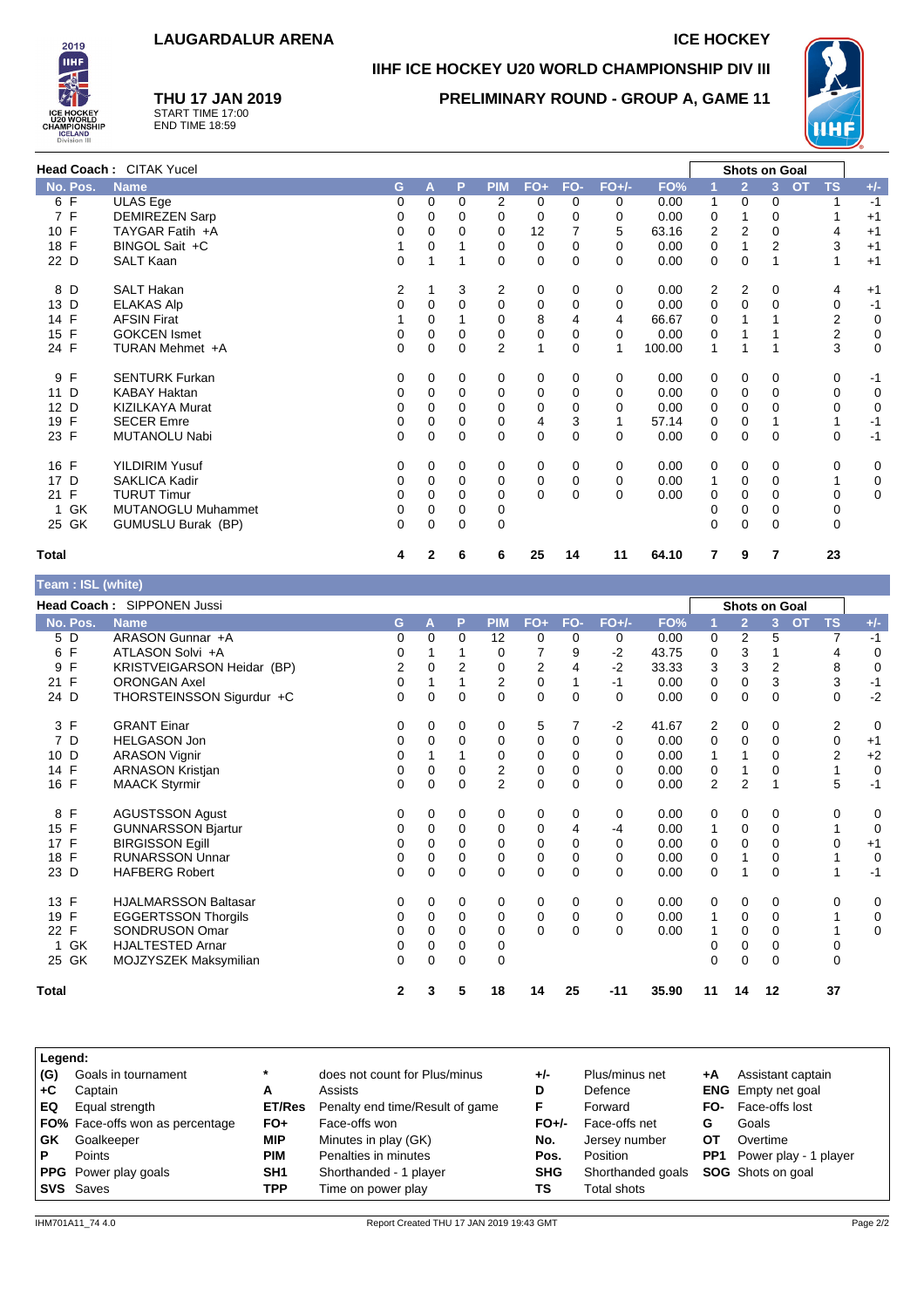**LAUGARDALUR ARENA** **ICE HOCKEY**

# IIHF ICE HOCKEY U20 WORLD CHAMPIONSHIP DIV III

**THU 17 JAN 2019**
START TIME 17:00
END TIME 18:59

## PRELIMINARY ROUND - GROUP A, GAME 11

**Head Coach :** CITAK Yucel

| No. | Pos. | Name | G | A | P | PIM | FO+ | FO- | FO+/- | FO% | Shots on Goal 1 | 2 | 3 | OT | TS | +/- |
|---|---|---|---|---|---|---|---|---|---|---|---|---|---|---|---|---|
| 6 | F | ULAS Ege | 0 | 0 | 0 | 2 | 0 | 0 | 0 | 0.00 | 1 | 0 | 0 | | 1 | -1 |
| 7 | F | DEMIREZEN Sarp | 0 | 0 | 0 | 0 | 0 | 0 | 0 | 0.00 | 0 | 1 | 0 | | 1 | +1 |
| 10 | F | TAYGAR Fatih +A | 0 | 0 | 0 | 0 | 12 | 7 | 5 | 63.16 | 2 | 2 | 0 | | 4 | +1 |
| 18 | F | BINGOL Sait +C | 1 | 0 | 1 | 0 | 0 | 0 | 0 | 0.00 | 0 | 1 | 2 | | 3 | +1 |
| 22 | D | SALT Kaan | 0 | 1 | 1 | 0 | 0 | 0 | 0 | 0.00 | 0 | 0 | 1 | | 1 | +1 |
| 8 | D | SALT Hakan | 2 | 1 | 3 | 2 | 0 | 0 | 0 | 0.00 | 2 | 2 | 0 | | 4 | +1 |
| 13 | D | ELAKAS Alp | 0 | 0 | 0 | 0 | 0 | 0 | 0 | 0.00 | 0 | 0 | 0 | | 0 | -1 |
| 14 | F | AFSIN Firat | 1 | 0 | 1 | 0 | 8 | 4 | 4 | 66.67 | 0 | 1 | 1 | | 2 | 0 |
| 15 | F | GOKCEN Ismet | 0 | 0 | 0 | 0 | 0 | 0 | 0 | 0.00 | 0 | 1 | 1 | | 2 | 0 |
| 24 | F | TURAN Mehmet +A | 0 | 0 | 0 | 2 | 1 | 0 | 1 | 100.00 | 1 | 1 | 1 | | 3 | 0 |
| 9 | F | SENTURK Furkan | 0 | 0 | 0 | 0 | 0 | 0 | 0 | 0.00 | 0 | 0 | 0 | | 0 | -1 |
| 11 | D | KABAY Haktan | 0 | 0 | 0 | 0 | 0 | 0 | 0 | 0.00 | 0 | 0 | 0 | | 0 | 0 |
| 12 | D | KIZILKAYA Murat | 0 | 0 | 0 | 0 | 0 | 0 | 0 | 0.00 | 0 | 0 | 0 | | 0 | 0 |
| 19 | F | SECER Emre | 0 | 0 | 0 | 0 | 4 | 3 | 1 | 57.14 | 0 | 0 | 1 | | 1 | -1 |
| 23 | F | MUTANOLU Nabi | 0 | 0 | 0 | 0 | 0 | 0 | 0 | 0.00 | 0 | 0 | 0 | | 0 | -1 |
| 16 | F | YILDIRIM Yusuf | 0 | 0 | 0 | 0 | 0 | 0 | 0 | 0.00 | 0 | 0 | 0 | | 0 | 0 |
| 17 | D | SAKLICA Kadir | 0 | 0 | 0 | 0 | 0 | 0 | 0 | 0.00 | 1 | 0 | 0 | | 1 | 0 |
| 21 | F | TURUT Timur | 0 | 0 | 0 | 0 | 0 | 0 | 0 | 0.00 | 0 | 0 | 0 | | 0 | 0 |
| 1 | GK | MUTANOGLU Muhammet | 0 | 0 | 0 | 0 | | | | | 0 | 0 | 0 | | 0 | |
| 25 | GK | GUMUSLU Burak (BP) | 0 | 0 | 0 | 0 | | | | | 0 | 0 | 0 | | 0 | |
| **Total** | | | **4** | **2** | **6** | **6** | **25** | **14** | **11** | **64.10** | **7** | **9** | **7** | | **23** | |

**Team : ISL (white)**

**Head Coach :** SIPPONEN Jussi

| No. | Pos. | Name | G | A | P | PIM | FO+ | FO- | FO+/- | FO% | Shots on Goal 1 | 2 | 3 | OT | TS | +/- |
|---|---|---|---|---|---|---|---|---|---|---|---|---|---|---|---|---|
| 5 | D | ARASON Gunnar +A | 0 | 0 | 0 | 12 | 0 | 0 | 0 | 0.00 | 0 | 2 | 5 | | 7 | -1 |
| 6 | F | ATLASON Solvi +A | 0 | 1 | 1 | 0 | 7 | 9 | -2 | 43.75 | 0 | 3 | 1 | | 4 | 0 |
| 9 | F | KRISTVEIGARSON Heidar (BP) | 2 | 0 | 2 | 0 | 2 | 4 | -2 | 33.33 | 3 | 3 | 2 | | 8 | 0 |
| 21 | F | ORONGAN Axel | 0 | 1 | 1 | 2 | 0 | 1 | -1 | 0.00 | 0 | 0 | 3 | | 3 | -1 |
| 24 | D | THORSTEINSSON Sigurdur +C | 0 | 0 | 0 | 0 | 0 | 0 | 0 | 0.00 | 0 | 0 | 0 | | 0 | -2 |
| 3 | F | GRANT Einar | 0 | 0 | 0 | 0 | 5 | 7 | -2 | 41.67 | 2 | 0 | 0 | | 2 | 0 |
| 7 | D | HELGASON Jon | 0 | 0 | 0 | 0 | 0 | 0 | 0 | 0.00 | 0 | 0 | 0 | | 0 | +1 |
| 10 | D | ARASON Vignir | 0 | 1 | 1 | 0 | 0 | 0 | 0 | 0.00 | 1 | 1 | 0 | | 2 | +2 |
| 14 | F | ARNASON Kristjan | 0 | 0 | 0 | 2 | 0 | 0 | 0 | 0.00 | 0 | 1 | 0 | | 1 | 0 |
| 16 | F | MAACK Styrmir | 0 | 0 | 0 | 2 | 0 | 0 | 0 | 0.00 | 2 | 2 | 1 | | 5 | -1 |
| 8 | F | AGUSTSSON Agust | 0 | 0 | 0 | 0 | 0 | 0 | 0 | 0.00 | 0 | 0 | 0 | | 0 | 0 |
| 15 | F | GUNNARSSON Bjartur | 0 | 0 | 0 | 0 | 0 | 4 | -4 | 0.00 | 1 | 0 | 0 | | 1 | 0 |
| 17 | F | BIRGISSON Egill | 0 | 0 | 0 | 0 | 0 | 0 | 0 | 0.00 | 0 | 0 | 0 | | 0 | +1 |
| 18 | F | RUNARSSON Unnar | 0 | 0 | 0 | 0 | 0 | 0 | 0 | 0.00 | 0 | 1 | 0 | | 1 | 0 |
| 23 | D | HAFBERG Robert | 0 | 0 | 0 | 0 | 0 | 0 | 0 | 0.00 | 0 | 1 | 0 | | 1 | -1 |
| 13 | F | HJALMARSSON Baltasar | 0 | 0 | 0 | 0 | 0 | 0 | 0 | 0.00 | 0 | 0 | 0 | | 0 | 0 |
| 19 | F | EGGERTSSON Thorgils | 0 | 0 | 0 | 0 | 0 | 0 | 0 | 0.00 | 1 | 0 | 0 | | 1 | 0 |
| 22 | F | SONDRUSON Omar | 0 | 0 | 0 | 0 | 0 | 0 | 0 | 0.00 | 1 | 0 | 0 | | 1 | 0 |
| 1 | GK | HJALTESTED Arnar | 0 | 0 | 0 | 0 | | | | | 0 | 0 | 0 | | 0 | |
| 25 | GK | MOJZYSZEK Maksymilian | 0 | 0 | 0 | 0 | | | | | 0 | 0 | 0 | | 0 | |
| **Total** | | | **2** | **3** | **5** | **18** | **14** | **25** | **-11** | **35.90** | **11** | **14** | **12** | | **37** | |

**Legend:**

| | | | | | | | |
|---|---|---|---|---|---|---|---|
| (G) | Goals in tournament | * | does not count for Plus/minus | +/- | Plus/minus net | +A | Assistant captain |
| +C | Captain | A | Assists | D | Defence | ENG | Empty net goal |
| EQ | Equal strength | ET/Res | Penalty end time/Result of game | F | Forward | FO- | Face-offs lost |
| FO% | Face-offs won as percentage | FO+ | Face-offs won | FO+/- | Face-offs net | G | Goals |
| GK | Goalkeeper | MIP | Minutes in play (GK) | No. | Jersey number | OT | Overtime |
| P | Points | PIM | Penalties in minutes | Pos. | Position | PP1 | Power play - 1 player |
| PPG | Power play goals | SH1 | Shorthanded - 1 player | SHG | Shorthanded goals | SOG | Shots on goal |
| SVS | Saves | TPP | Time on power play | TS | Total shots | | |

IHM701A11_74 4.0 Report Created THU 17 JAN 2019 19:43 GMT